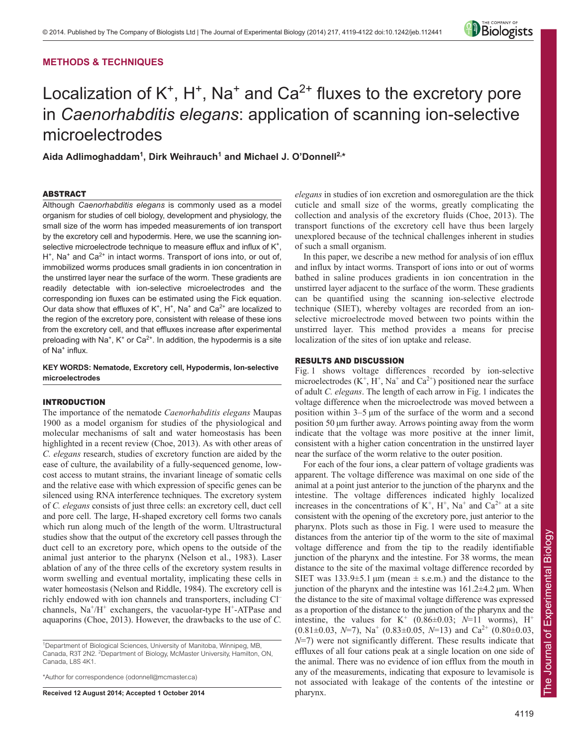## METHODS & TECHNIQUES

# Localization of $K^+$, $H^+$, $Na^+$ and $Ca^{2+}$ fluxes to the excretory pore in *Caenorhabditis elegans*: application of scanning ion-selective microelectrodes

**Aida Adlimoghaddam[1], Dirk Weihrauch[1] and Michael J. O'Donnell[2,*]**

### ABSTRACT

Although *Caenorhabditis elegans* is commonly used as a model organism for studies of cell biology, development and physiology, the small size of the worm has impeded measurements of ion transport by the excretory cell and hypodermis. Here, we use the scanning ion-selective microelectrode technique to measure efflux and influx of $K^+$, $H^+$, $Na^+$ and $Ca^{2+}$ in intact worms. Transport of ions into, or out of, immobilized worms produces small gradients in ion concentration in the unstirred layer near the surface of the worm. These gradients are readily detectable with ion-selective microelectrodes and the corresponding ion fluxes can be estimated using the Fick equation. Our data show that effluxes of $K^+$, $H^+$, $Na^+$ and $Ca^{2+}$ are localized to the region of the excretory pore, consistent with release of these ions from the excretory cell, and that effluxes increase after experimental preloading with $Na^+$, $K^+$ or $Ca^{2+}$. In addition, the hypodermis is a site of $Na^+$ influx.

**KEY WORDS: Nematode, Excretory cell, Hypodermis, Ion-selective microelectrodes**

### INTRODUCTION

The importance of the nematode *Caenorhabditis elegans* Maupas 1900 as a model organism for studies of the physiological and molecular mechanisms of salt and water homeostasis has been highlighted in a recent review (Choe, 2013). As with other areas of *C. elegans* research, studies of excretory function are aided by the ease of culture, the availability of a fully-sequenced genome, low-cost access to mutant strains, the invariant lineage of somatic cells and the relative ease with which expression of specific genes can be silenced using RNA interference techniques. The excretory system of *C. elegans* consists of just three cells: an excretory cell, duct cell and pore cell. The large, H-shaped excretory cell forms two canals which run along much of the length of the worm. Ultrastructural studies show that the output of the excretory cell passes through the duct cell to an excretory pore, which opens to the outside of the animal just anterior to the pharynx (Nelson et al., 1983). Laser ablation of any of the three cells of the excretory system results in worm swelling and eventual mortality, implicating these cells in water homeostasis (Nelson and Riddle, 1984). The excretory cell is richly endowed with ion channels and transporters, including $Cl^-$ channels, $Na^+/H^+$ exchangers, the vacuolar-type $H^+$-ATPase and aquaporins (Choe, 2013). However, the drawbacks to the use of *C. elegans* in studies of ion excretion and osmoregulation are the thick cuticle and small size of the worms, greatly complicating the collection and analysis of the excretory fluids (Choe, 2013). The transport functions of the excretory cell have thus been largely unexplored because of the technical challenges inherent in studies of such a small organism.

In this paper, we describe a new method for analysis of ion efflux and influx by intact worms. Transport of ions into or out of worms bathed in saline produces gradients in ion concentration in the unstirred layer adjacent to the surface of the worm. These gradients can be quantified using the scanning ion-selective electrode technique (SIET), whereby voltages are recorded from an ion-selective microelectrode moved between two points within the unstirred layer. This method provides a means for precise localization of the sites of ion uptake and release.

### RESULTS AND DISCUSSION

Fig. 1 shows voltage differences recorded by ion-selective microelectrodes ($K^+$, $H^+$, $Na^+$ and $Ca^{2+}$) positioned near the surface of adult *C. elegans*. The length of each arrow in Fig. 1 indicates the voltage difference when the microelectrode was moved between a position within 3–5 µm of the surface of the worm and a second position 50 µm further away. Arrows pointing away from the worm indicate that the voltage was more positive at the inner limit, consistent with a higher cation concentration in the unstirred layer near the surface of the worm relative to the outer position.

For each of the four ions, a clear pattern of voltage gradients was apparent. The voltage difference was maximal on one side of the animal at a point just anterior to the junction of the pharynx and the intestine. The voltage differences indicated highly localized increases in the concentrations of $K^+$, $H^+$, $Na^+$ and $Ca^{2+}$ at a site consistent with the opening of the excretory pore, just anterior to the pharynx. Plots such as those in Fig. 1 were used to measure the distances from the anterior tip of the worm to the site of maximal voltage difference and from the tip to the readily identifiable junction of the pharynx and the intestine. For 38 worms, the mean distance to the site of the maximal voltage difference recorded by SIET was 133.9±5.1 µm (mean ± s.e.m.) and the distance to the junction of the pharynx and the intestine was 161.2±4.2 µm. When the distance to the site of maximal voltage difference was expressed as a proportion of the distance to the junction of the pharynx and the intestine, the values for $K^+$ (0.86±0.03; $N$=11 worms), $H^+$ (0.81±0.03, $N$=7), $Na^+$ (0.83±0.05, $N$=13) and $Ca^{2+}$ (0.80±0.03, $N$=7) were not significantly different. These results indicate that effluxes of all four cations peak at a single location on one side of the animal. There was no evidence of ion efflux from the mouth in any of the measurements, indicating that exposure to levamisole is not associated with leakage of the contents of the intestine or pharynx.

[1]Department of Biological Sciences, University of Manitoba, Winnipeg, MB, Canada, R3T 2N2. [2]Department of Biology, McMaster University, Hamilton, ON, Canada, L8S 4K1.

*Author for correspondence (odonnell@mcmaster.ca)

**Received 12 August 2014; Accepted 1 October 2014**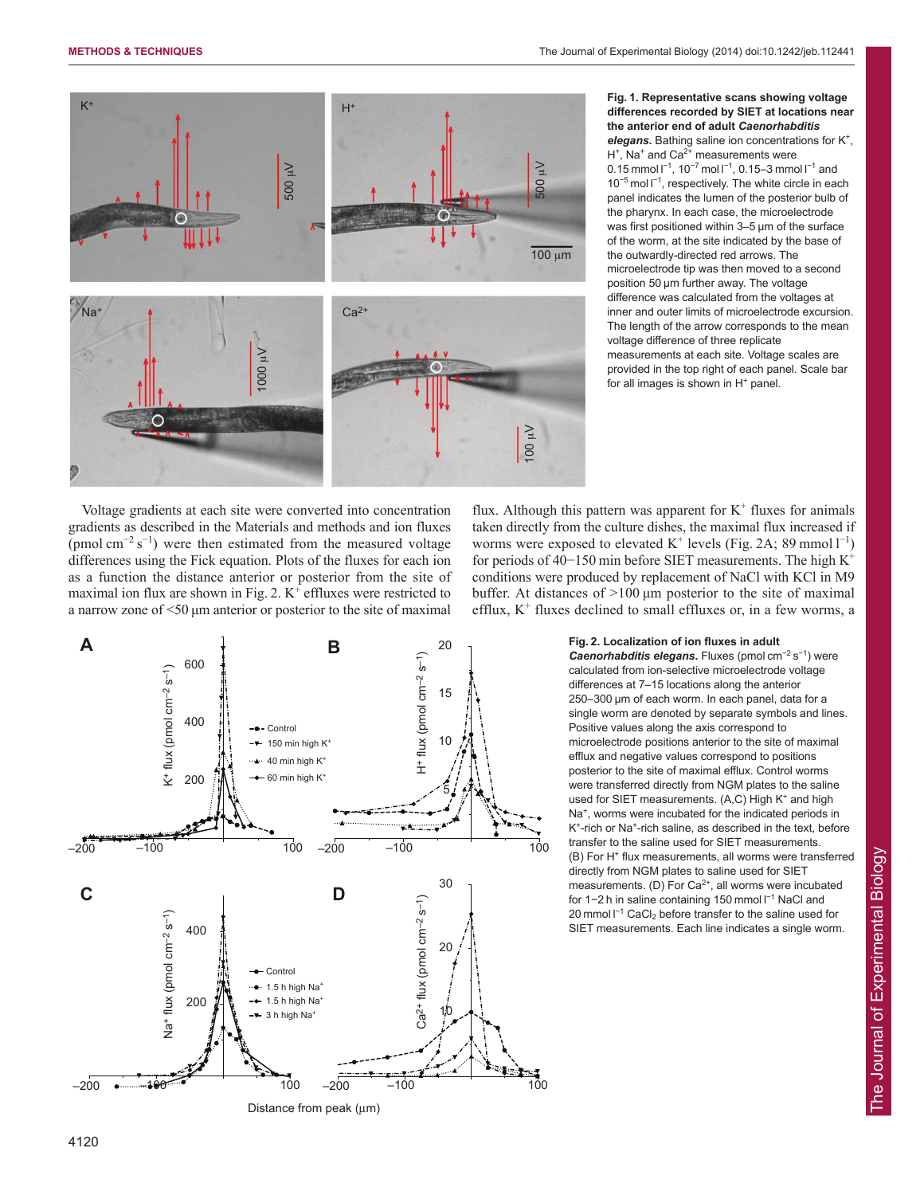**Fig. 1. Representative scans showing voltage differences recorded by SIET at locations near the anterior end of adult *Caenorhabditis elegans*.** Bathing saline ion concentrations for $K^+$, $H^+$, $Na^+$ and $Ca^{2+}$ measurements were 0.15 mmol $l^{-1}$, $10^{-7}$ mol $l^{-1}$, 0.15–3 mmol $l^{-1}$ and $10^{-5}$ mol $l^{-1}$, respectively. The white circle in each panel indicates the lumen of the posterior bulb of the pharynx. In each case, the microelectrode was first positioned within 3–5 µm of the surface of the worm, at the site indicated by the base of the outwardly-directed red arrows. The microelectrode tip was then moved to a second position 50 µm further away. The voltage difference was calculated from the voltages at inner and outer limits of microelectrode excursion. The length of the arrow corresponds to the mean voltage difference of three replicate measurements at each site. Voltage scales are provided in the top right of each panel. Scale bar for all images is shown in $H^+$ panel.

Voltage gradients at each site were converted into concentration gradients as described in the Materials and methods and ion fluxes (pmol $cm^{-2}$ $s^{-1}$) were then estimated from the measured voltage differences using the Fick equation. Plots of the fluxes for each ion as a function the distance anterior or posterior from the site of maximal ion flux are shown in Fig. 2. $K^+$ effluxes were restricted to a narrow zone of <50 µm anterior or posterior to the site of maximal flux. Although this pattern was apparent for $K^+$ fluxes for animals taken directly from the culture dishes, the maximal flux increased if worms were exposed to elevated $K^+$ levels (Fig. 2A; 89 mmol $l^{-1}$) for periods of 40−150 min before SIET measurements. The high $K^+$ conditions were produced by replacement of NaCl with KCl in M9 buffer. At distances of >100 µm posterior to the site of maximal efflux, $K^+$ fluxes declined to small effluxes or, in a few worms, a

**Fig. 2. Localization of ion fluxes in adult *Caenorhabditis elegans*.** Fluxes (pmol $cm^{-2}$ $s^{-1}$) were calculated from ion-selective microelectrode voltage differences at 7–15 locations along the anterior 250–300 µm of each worm. In each panel, data for a single worm are denoted by separate symbols and lines. Positive values along the axis correspond to microelectrode positions anterior to the site of maximal efflux and negative values correspond to positions posterior to the site of maximal efflux. Control worms were transferred directly from NGM plates to the saline used for SIET measurements. (A,C) High $K^+$ and high $Na^+$, worms were incubated for the indicated periods in $K^+$-rich or $Na^+$-rich saline, as described in the text, before transfer to the saline used for SIET measurements. (B) For $H^+$ flux measurements, all worms were transferred directly from NGM plates to saline used for SIET measurements. (D) For $Ca^{2+}$, all worms were incubated for 1−2 h in saline containing 150 mmol $l^{-1}$ NaCl and 20 mmol $l^{-1}$ $CaCl_2$ before transfer to the saline used for SIET measurements. Each line indicates a single worm.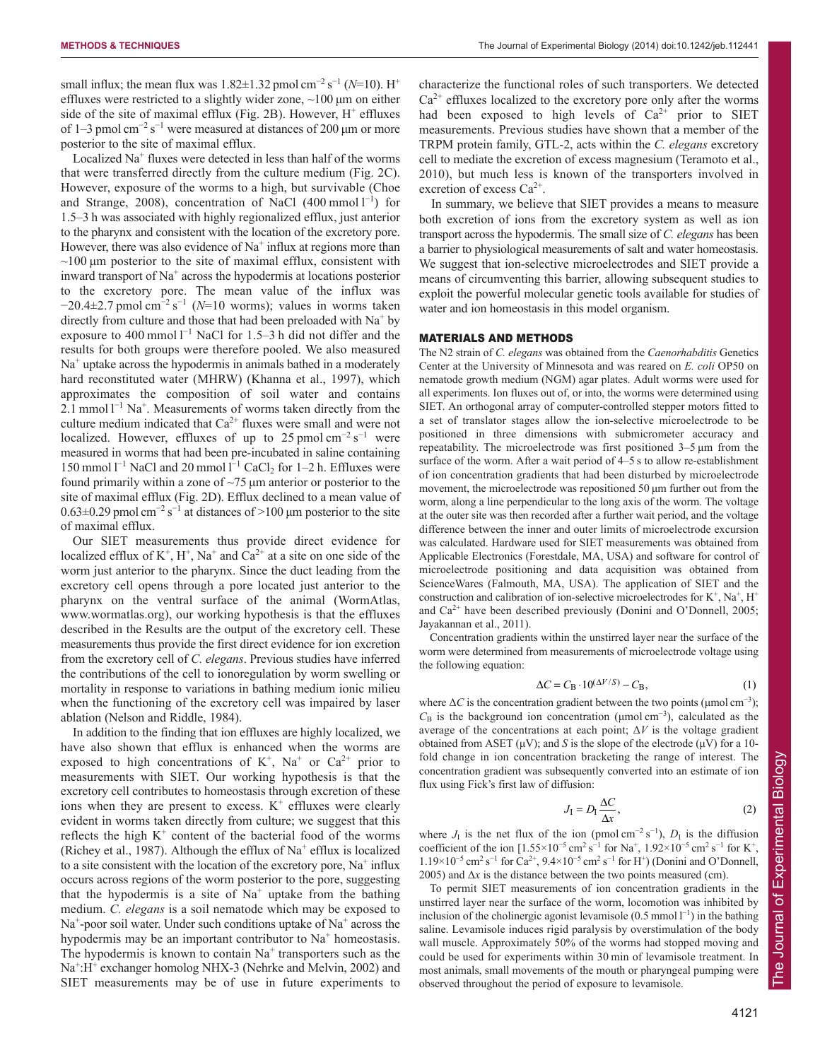small influx; the mean flux was 1.82±1.32 pmol cm$^{-2}$ s$^{-1}$ ($N$=10). $H^+$ effluxes were restricted to a slightly wider zone, ~100 µm on either side of the site of maximal efflux (Fig. 2B). However, $H^+$ effluxes of 1–3 pmol cm$^{-2}$ s$^{-1}$ were measured at distances of 200 µm or more posterior to the site of maximal efflux.

Localized $Na^+$ fluxes were detected in less than half of the worms that were transferred directly from the culture medium (Fig. 2C). However, exposure of the worms to a high, but survivable (Choe and Strange, 2008), concentration of NaCl (400 mmol l$^{-1}$) for 1.5–3 h was associated with highly regionalized efflux, just anterior to the pharynx and consistent with the location of the excretory pore. However, there was also evidence of $Na^+$ influx at regions more than ~100 µm posterior to the site of maximal efflux, consistent with inward transport of $Na^+$ across the hypodermis at locations posterior to the excretory pore. The mean value of the influx was −20.4±2.7 pmol cm$^{-2}$ s$^{-1}$ ($N$=10 worms); values in worms taken directly from culture and those that had been preloaded with $Na^+$ by exposure to 400 mmol l$^{-1}$ NaCl for 1.5–3 h did not differ and the results for both groups were therefore pooled. We also measured $Na^+$ uptake across the hypodermis in animals bathed in a moderately hard reconstituted water (MHRW) (Khanna et al., 1997), which approximates the composition of soil water and contains 2.1 mmol l$^{-1}$ $Na^+$. Measurements of worms taken directly from the culture medium indicated that $Ca^{2+}$ fluxes were small and were not localized. However, effluxes of up to 25 pmol cm$^{-2}$ s$^{-1}$ were measured in worms that had been pre-incubated in saline containing 150 mmol l$^{-1}$ NaCl and 20 mmol l$^{-1}$ $CaCl_2$ for 1–2 h. Effluxes were found primarily within a zone of ~75 µm anterior or posterior to the site of maximal efflux (Fig. 2D). Efflux declined to a mean value of 0.63±0.29 pmol cm$^{-2}$ s$^{-1}$ at distances of >100 µm posterior to the site of maximal efflux.

Our SIET measurements thus provide direct evidence for localized efflux of $K^+$, $H^+$, $Na^+$ and $Ca^{2+}$ at a site on one side of the worm just anterior to the pharynx. Since the duct leading from the excretory cell opens through a pore located just anterior to the pharynx on the ventral surface of the animal (WormAtlas, www.wormatlas.org), our working hypothesis is that the effluxes described in the Results are the output of the excretory cell. These measurements thus provide the first direct evidence for ion excretion from the excretory cell of *C. elegans*. Previous studies have inferred the contributions of the cell to ionoregulation by worm swelling or mortality in response to variations in bathing medium ionic milieu when the functioning of the excretory cell was impaired by laser ablation (Nelson and Riddle, 1984).

In addition to the finding that ion effluxes are highly localized, we have also shown that efflux is enhanced when the worms are exposed to high concentrations of $K^+$, $Na^+$ or $Ca^{2+}$ prior to measurements with SIET. Our working hypothesis is that the excretory cell contributes to homeostasis through excretion of these ions when they are present to excess. $K^+$ effluxes were clearly evident in worms taken directly from culture; we suggest that this reflects the high $K^+$ content of the bacterial food of the worms (Richey et al., 1987). Although the efflux of $Na^+$ efflux is localized to a site consistent with the location of the excretory pore, $Na^+$ influx occurs across regions of the worm posterior to the pore, suggesting that the hypodermis is a site of $Na^+$ uptake from the bathing medium. *C. elegans* is a soil nematode which may be exposed to $Na^+$-poor soil water. Under such conditions uptake of $Na^+$ across the hypodermis may be an important contributor to $Na^+$ homeostasis. The hypodermis is known to contain $Na^+$ transporters such as the $Na^+$:$H^+$ exchanger homolog NHX-3 (Nehrke and Melvin, 2002) and SIET measurements may be of use in future experiments to characterize the functional roles of such transporters. We detected $Ca^{2+}$ effluxes localized to the excretory pore only after the worms had been exposed to high levels of $Ca^{2+}$ prior to SIET measurements. Previous studies have shown that a member of the TRPM protein family, GTL-2, acts within the *C. elegans* excretory cell to mediate the excretion of excess magnesium (Teramoto et al., 2010), but much less is known of the transporters involved in excretion of excess $Ca^{2+}$.

In summary, we believe that SIET provides a means to measure both excretion of ions from the excretory system as well as ion transport across the hypodermis. The small size of *C. elegans* has been a barrier to physiological measurements of salt and water homeostasis. We suggest that ion-selective microelectrodes and SIET provide a means of circumventing this barrier, allowing subsequent studies to exploit the powerful molecular genetic tools available for studies of water and ion homeostasis in this model organism.

## MATERIALS AND METHODS

The N2 strain of *C. elegans* was obtained from the *Caenorhabditis* Genetics Center at the University of Minnesota and was reared on *E. coli* OP50 on nematode growth medium (NGM) agar plates. Adult worms were used for all experiments. Ion fluxes out of, or into, the worms were determined using SIET. An orthogonal array of computer-controlled stepper motors fitted to a set of translator stages allow the ion-selective microelectrode to be positioned in three dimensions with submicrometer accuracy and repeatability. The microelectrode was first positioned 3–5 µm from the surface of the worm. After a wait period of 4–5 s to allow re-establishment of ion concentration gradients that had been disturbed by microelectrode movement, the microelectrode was repositioned 50 µm further out from the worm, along a line perpendicular to the long axis of the worm. The voltage at the outer site was then recorded after a further wait period, and the voltage difference between the inner and outer limits of microelectrode excursion was calculated. Hardware used for SIET measurements was obtained from Applicable Electronics (Forestdale, MA, USA) and software for control of microelectrode positioning and data acquisition was obtained from ScienceWares (Falmouth, MA, USA). The application of SIET and the construction and calibration of ion-selective microelectrodes for $K^+$, $Na^+$, $H^+$ and $Ca^{2+}$ have been described previously (Donini and O'Donnell, 2005; Jayakannan et al., 2011).

Concentration gradients within the unstirred layer near the surface of the worm were determined from measurements of microelectrode voltage using the following equation:

$$\Delta C = C_B \cdot 10^{(\Delta V/S)} - C_B, \tag{1}$$

where $\Delta C$ is the concentration gradient between the two points (µmol cm$^{-3}$); $C_B$ is the background ion concentration (µmol cm$^{-3}$), calculated as the average of the concentrations at each point; $\Delta V$ is the voltage gradient obtained from ASET (µV); and $S$ is the slope of the electrode (µV) for a 10-fold change in ion concentration bracketing the range of interest. The concentration gradient was subsequently converted into an estimate of ion flux using Fick's first law of diffusion:

$$J_I = D_I \frac{\Delta C}{\Delta x}, \tag{2}$$

where $J_I$ is the net flux of the ion (pmol cm$^{-2}$ s$^{-1}$), $D_I$ is the diffusion coefficient of the ion [$1.55\times10^{-5}$ cm$^2$ s$^{-1}$ for $Na^+$, $1.92\times10^{-5}$ cm$^2$ s$^{-1}$ for $K^+$, $1.19\times10^{-5}$ cm$^2$ s$^{-1}$ for $Ca^{2+}$, $9.4\times10^{-5}$ cm$^2$ s$^{-1}$ for $H^+$) (Donini and O'Donnell, 2005) and $\Delta x$ is the distance between the two points measured (cm).

To permit SIET measurements of ion concentration gradients in the unstirred layer near the surface of the worm, locomotion was inhibited by inclusion of the cholinergic agonist levamisole (0.5 mmol l$^{-1}$) in the bathing saline. Levamisole induces rigid paralysis by overstimulation of the body wall muscle. Approximately 50% of the worms had stopped moving and could be used for experiments within 30 min of levamisole treatment. In most animals, small movements of the mouth or pharyngeal pumping were observed throughout the period of exposure to levamisole.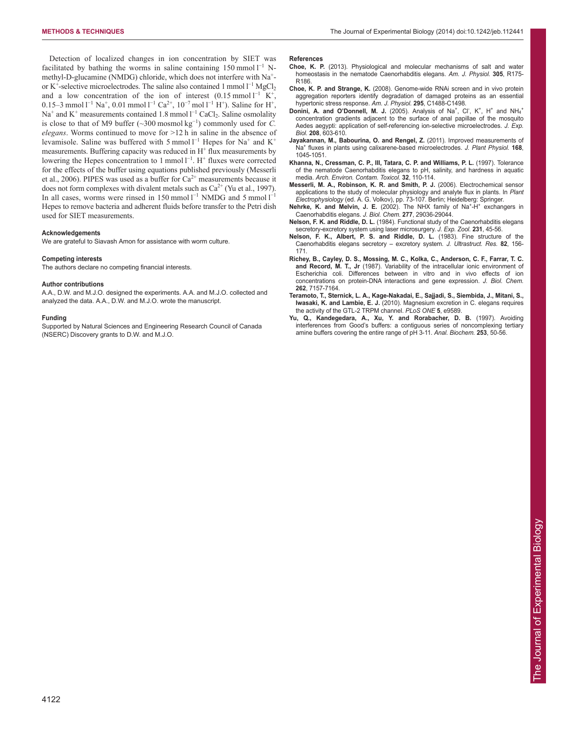Detection of localized changes in ion concentration by SIET was facilitated by bathing the worms in saline containing 150 mmol $l^{-1}$ N-methyl-D-glucamine (NMDG) chloride, which does not interfere with $Na^+$- or $K^+$-selective microelectrodes. The saline also contained 1 mmol $l^{-1}$ $MgCl_2$ and a low concentration of the ion of interest (0.15 mmol $l^{-1}$ $K^+$, 0.15–3 mmol $l^{-1}$ $Na^+$, 0.01 mmol $l^{-1}$ $Ca^{2+}$, $10^{-7}$ mol $l^{-1}$ $H^+$). Saline for $H^+$, $Na^+$ and $K^+$ measurements contained 1.8 mmol $l^{-1}$ $CaCl_2$. Saline osmolality is close to that of M9 buffer (~300 mosmol $kg^{-1}$) commonly used for *C. elegans*. Worms continued to move for >12 h in saline in the absence of levamisole. Saline was buffered with 5 mmol $l^{-1}$ Hepes for $Na^+$ and $K^+$ measurements. Buffering capacity was reduced in $H^+$ flux measurements by lowering the Hepes concentration to 1 mmol $l^{-1}$. $H^+$ fluxes were corrected for the effects of the buffer using equations published previously (Messerli et al., 2006). PIPES was used as a buffer for $Ca^{2+}$ measurements because it does not form complexes with divalent metals such as $Ca^{2+}$ (Yu et al., 1997). In all cases, worms were rinsed in 150 mmol $l^{-1}$ NMDG and 5 mmol $l^{-1}$ Hepes to remove bacteria and adherent fluids before transfer to the Petri dish used for SIET measurements.

#### Acknowledgements
We are grateful to Siavash Amon for assistance with worm culture.

#### Competing interests
The authors declare no competing financial interests.

#### Author contributions
A.A., D.W. and M.J.O. designed the experiments. A.A. and M.J.O. collected and analyzed the data. A.A., D.W. and M.J.O. wrote the manuscript.

#### Funding
Supported by Natural Sciences and Engineering Research Council of Canada (NSERC) Discovery grants to D.W. and M.J.O.

#### References

**Choe, K. P.** (2013). Physiological and molecular mechanisms of salt and water homeostasis in the nematode Caenorhabditis elegans. *Am. J. Physiol.* **305**, R175-R186.

**Choe, K. P. and Strange, K.** (2008). Genome-wide RNAi screen and in vivo protein aggregation reporters identify degradation of damaged proteins as an essential hypertonic stress response. *Am. J. Physiol.* **295**, C1488-C1498.

**Donini, A. and O'Donnell, M. J.** (2005). Analysis of $Na^+$, $Cl^-$, $K^+$, $H^+$ and $NH_4^+$ concentration gradients adjacent to the surface of anal papillae of the mosquito Aedes aegypti: application of self-referencing ion-selective microelectrodes. *J. Exp. Biol.* **208**, 603-610.

**Jayakannan, M., Babourina, O. and Rengel, Z.** (2011). Improved measurements of $Na^+$ fluxes in plants using calixarene-based microelectrodes. *J. Plant Physiol.* **168**, 1045-1051.

**Khanna, N., Cressman, C. P., III, Tatara, C. P. and Williams, P. L.** (1997). Tolerance of the nematode Caenorhabditis elegans to pH, salinity, and hardness in aquatic media. *Arch. Environ. Contam. Toxicol.* **32**, 110-114.

**Messerli, M. A., Robinson, K. R. and Smith, P. J.** (2006). Electrochemical sensor applications to the study of molecular physiology and analyte flux in plants. In *Plant Electrophysiology* (ed. A. G. Volkov), pp. 73-107. Berlin; Heidelberg: Springer.

**Nehrke, K. and Melvin, J. E.** (2002). The NHX family of $Na^+$-$H^+$ exchangers in Caenorhabditis elegans. *J. Biol. Chem.* **277**, 29036-29044.

**Nelson, F. K. and Riddle, D. L.** (1984). Functional study of the Caenorhabditis elegans secretory-excretory system using laser microsurgery. *J. Exp. Zool.* **231**, 45-56.

**Nelson, F. K., Albert, P. S. and Riddle, D. L.** (1983). Fine structure of the Caenorhabditis elegans secretory – excretory system. *J. Ultrastruct. Res.* **82**, 156-171.

**Richey, B., Cayley, D. S., Mossing, M. C., Kolka, C., Anderson, C. F., Farrar, T. C. and Record, M. T., Jr** (1987). Variability of the intracellular ionic environment of Escherichia coli. Differences between in vitro and in vivo effects of ion concentrations on protein-DNA interactions and gene expression. *J. Biol. Chem.* **262**, 7157-7164.

**Teramoto, T., Sternick, L. A., Kage-Nakadai, E., Sajjadi, S., Siembida, J., Mitani, S., Iwasaki, K. and Lambie, E. J.** (2010). Magnesium excretion in C. elegans requires the activity of the GTL-2 TRPM channel. *PLoS ONE* **5**, e9589.

**Yu, Q., Kandegedara, A., Xu, Y. and Rorabacher, D. B.** (1997). Avoiding interferences from Good's buffers: a contiguous series of noncomplexing tertiary amine buffers covering the entire range of pH 3-11. *Anal. Biochem.* **253**, 50-56.